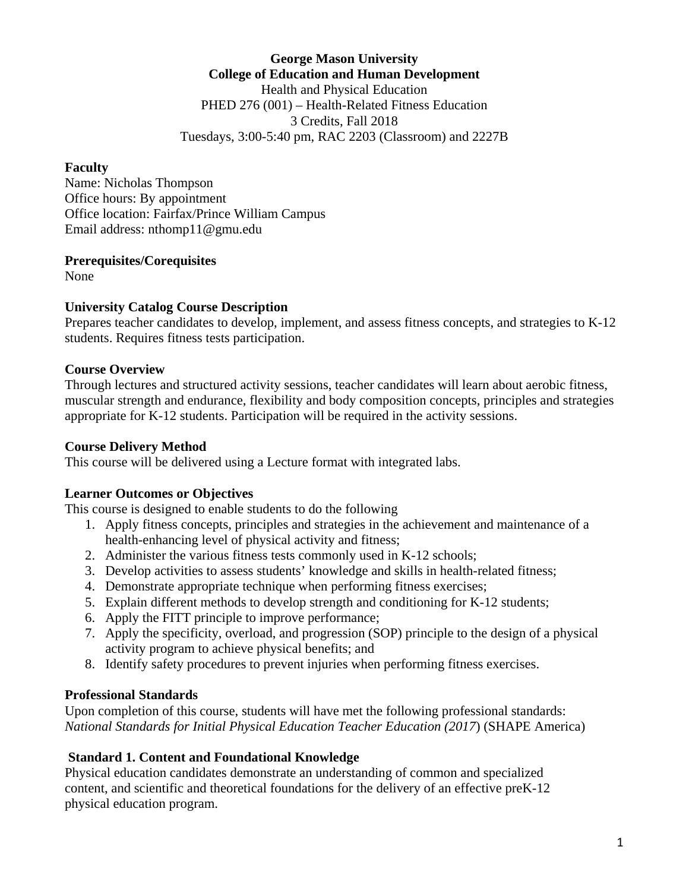**George Mason University**
**College of Education and Human Development**
Health and Physical Education
PHED 276 (001) – Health-Related Fitness Education
3 Credits, Fall 2018
Tuesdays, 3:00-5:40 pm, RAC 2203 (Classroom) and 2227B

**Faculty**
Name: Nicholas Thompson
Office hours: By appointment
Office location: Fairfax/Prince William Campus
Email address: nthomp11@gmu.edu

**Prerequisites/Corequisites**
None

**University Catalog Course Description**
Prepares teacher candidates to develop, implement, and assess fitness concepts, and strategies to K-12 students. Requires fitness tests participation.

**Course Overview**
Through lectures and structured activity sessions, teacher candidates will learn about aerobic fitness, muscular strength and endurance, flexibility and body composition concepts, principles and strategies appropriate for K-12 students. Participation will be required in the activity sessions.

**Course Delivery Method**
This course will be delivered using a Lecture format with integrated labs.

**Learner Outcomes or Objectives**
This course is designed to enable students to do the following

1. Apply fitness concepts, principles and strategies in the achievement and maintenance of a health-enhancing level of physical activity and fitness;
2. Administer the various fitness tests commonly used in K-12 schools;
3. Develop activities to assess students' knowledge and skills in health-related fitness;
4. Demonstrate appropriate technique when performing fitness exercises;
5. Explain different methods to develop strength and conditioning for K-12 students;
6. Apply the FITT principle to improve performance;
7. Apply the specificity, overload, and progression (SOP) principle to the design of a physical activity program to achieve physical benefits; and
8. Identify safety procedures to prevent injuries when performing fitness exercises.

**Professional Standards**
Upon completion of this course, students will have met the following professional standards: *National Standards for Initial Physical Education Teacher Education (2017*) (SHAPE America)

**Standard 1. Content and Foundational Knowledge**
Physical education candidates demonstrate an understanding of common and specialized content, and scientific and theoretical foundations for the delivery of an effective preK-12 physical education program.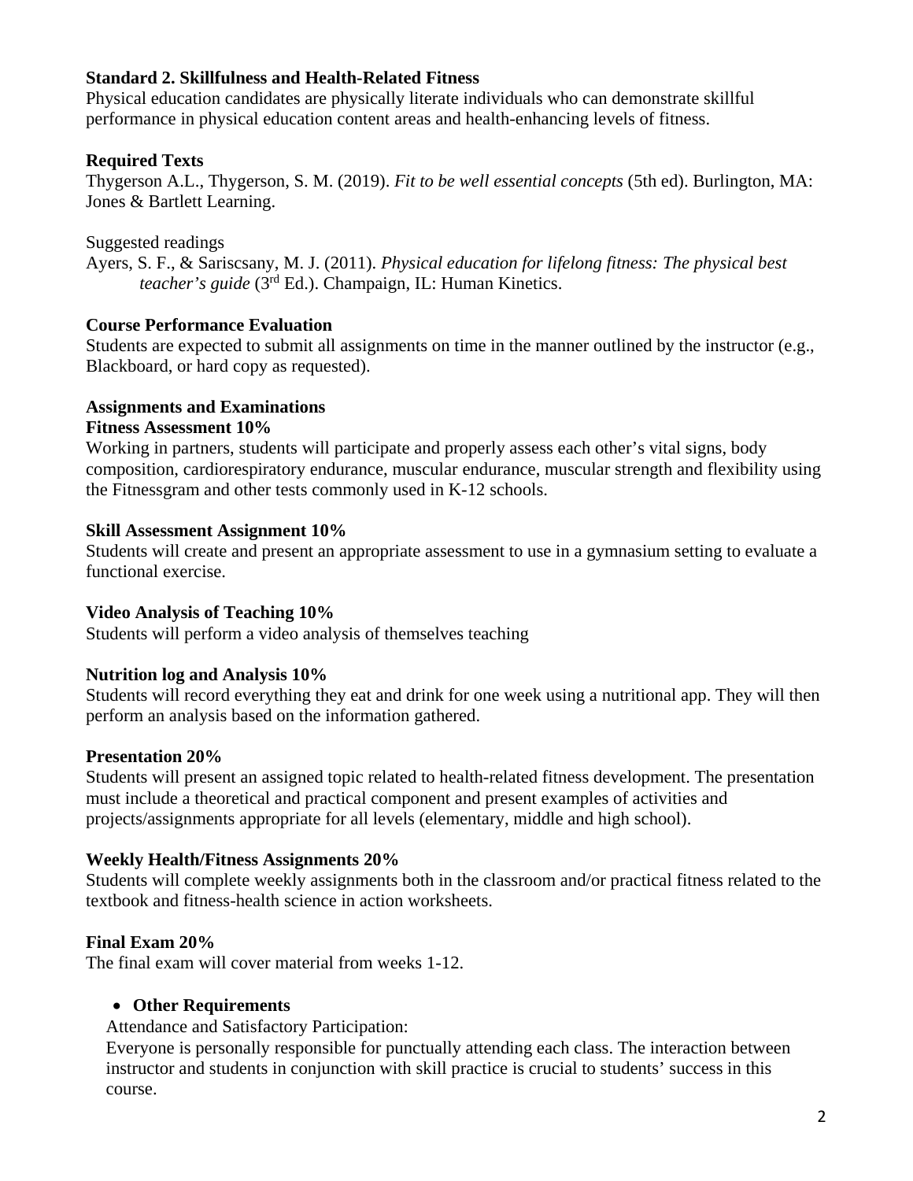**Standard 2. Skillfulness and Health-Related Fitness**

Physical education candidates are physically literate individuals who can demonstrate skillful performance in physical education content areas and health-enhancing levels of fitness.

**Required Texts**

Thygerson A.L., Thygerson, S. M. (2019). *Fit to be well essential concepts* (5th ed). Burlington, MA: Jones & Bartlett Learning.

Suggested readings

Ayers, S. F., & Sariscsany, M. J. (2011). *Physical education for lifelong fitness: The physical best teacher's guide* (3rd Ed.). Champaign, IL: Human Kinetics.

**Course Performance Evaluation**

Students are expected to submit all assignments on time in the manner outlined by the instructor (e.g., Blackboard, or hard copy as requested).

**Assignments and Examinations**

**Fitness Assessment 10%**

Working in partners, students will participate and properly assess each other's vital signs, body composition, cardiorespiratory endurance, muscular endurance, muscular strength and flexibility using the Fitnessgram and other tests commonly used in K-12 schools.

**Skill Assessment Assignment 10%**

Students will create and present an appropriate assessment to use in a gymnasium setting to evaluate a functional exercise.

**Video Analysis of Teaching 10%**

Students will perform a video analysis of themselves teaching

**Nutrition log and Analysis 10%**

Students will record everything they eat and drink for one week using a nutritional app. They will then perform an analysis based on the information gathered.

**Presentation 20%**

Students will present an assigned topic related to health-related fitness development. The presentation must include a theoretical and practical component and present examples of activities and projects/assignments appropriate for all levels (elementary, middle and high school).

**Weekly Health/Fitness Assignments 20%**

Students will complete weekly assignments both in the classroom and/or practical fitness related to the textbook and fitness-health science in action worksheets.

**Final Exam 20%**

The final exam will cover material from weeks 1-12.

- **Other Requirements**

Attendance and Satisfactory Participation:

Everyone is personally responsible for punctually attending each class. The interaction between instructor and students in conjunction with skill practice is crucial to students' success in this course.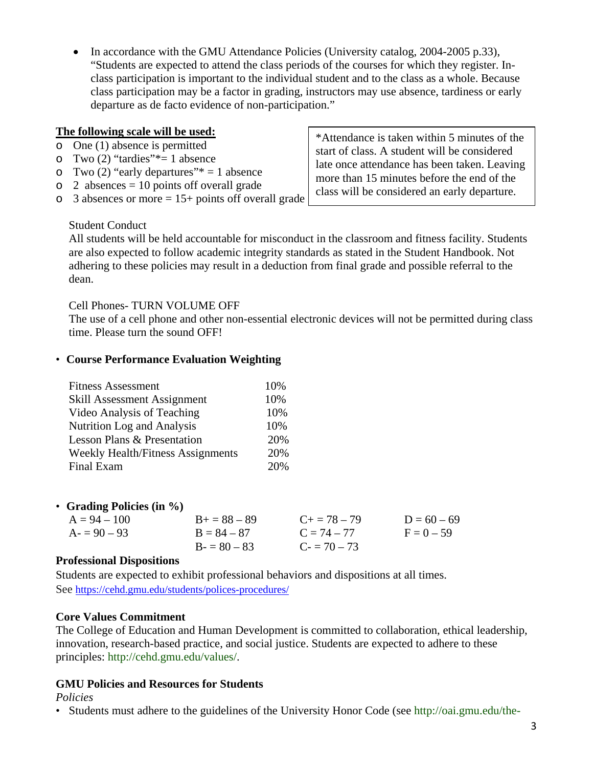- In accordance with the GMU Attendance Policies (University catalog, 2004-2005 p.33), "Students are expected to attend the class periods of the courses for which they register. In-class participation is important to the individual student and to the class as a whole. Because class participation may be a factor in grading, instructors may use absence, tardiness or early departure as de facto evidence of non-participation."

**The following scale will be used:**

- One (1) absence is permitted
- Two (2) "tardies"*= 1 absence
- Two (2) "early departures"* = 1 absence
- 2 absences = 10 points off overall grade
- 3 absences or more = 15+ points off overall grade

*Attendance is taken within 5 minutes of the start of class. A student will be considered late once attendance has been taken. Leaving more than 15 minutes before the end of the class will be considered an early departure.

Student Conduct

All students will be held accountable for misconduct in the classroom and fitness facility. Students are also expected to follow academic integrity standards as stated in the Student Handbook. Not adhering to these policies may result in a deduction from final grade and possible referral to the dean.

Cell Phones- TURN VOLUME OFF

The use of a cell phone and other non-essential electronic devices will not be permitted during class time. Please turn the sound OFF!

- **Course Performance Evaluation Weighting**

| | |
|---|---|
| Fitness Assessment | 10% |
| Skill Assessment Assignment | 10% |
| Video Analysis of Teaching | 10% |
| Nutrition Log and Analysis | 10% |
| Lesson Plans & Presentation | 20% |
| Weekly Health/Fitness Assignments | 20% |
| Final Exam | 20% |

- **Grading Policies (in %)**

| | | | |
|---|---|---|---|
| A = 94 – 100 | B+ = 88 – 89 | C+ = 78 – 79 | D = 60 – 69 |
| A- = 90 – 93 | B = 84 – 87 | C = 74 – 77 | F = 0 – 59 |
| | B- = 80 – 83 | C- = 70 – 73 | |

**Professional Dispositions**

Students are expected to exhibit professional behaviors and dispositions at all times.
See https://cehd.gmu.edu/students/polices-procedures/

**Core Values Commitment**

The College of Education and Human Development is committed to collaboration, ethical leadership, innovation, research-based practice, and social justice. Students are expected to adhere to these principles: http://cehd.gmu.edu/values/.

**GMU Policies and Resources for Students**

*Policies*

- Students must adhere to the guidelines of the University Honor Code (see http://oai.gmu.edu/the-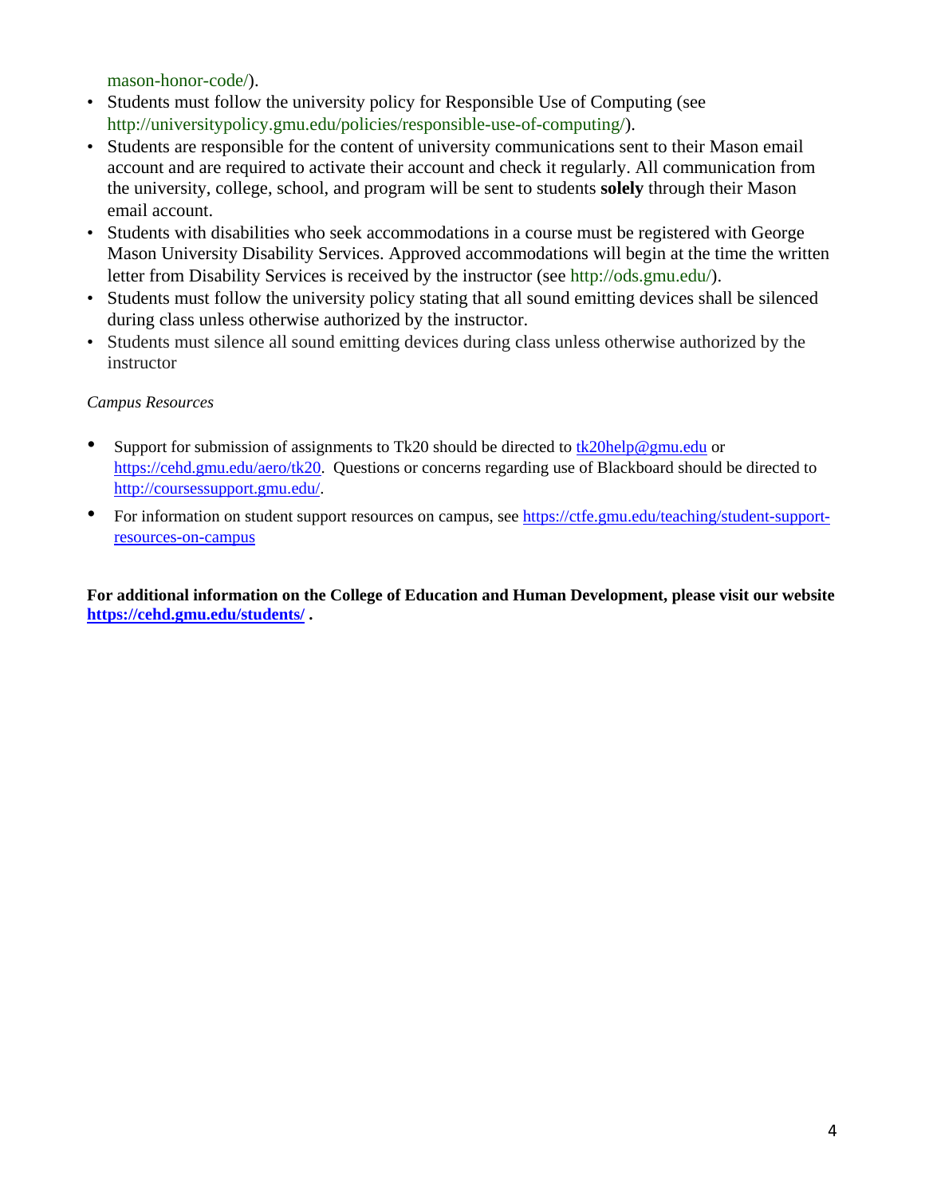mason-honor-code/).

- Students must follow the university policy for Responsible Use of Computing (see http://universitypolicy.gmu.edu/policies/responsible-use-of-computing/).
- Students are responsible for the content of university communications sent to their Mason email account and are required to activate their account and check it regularly. All communication from the university, college, school, and program will be sent to students **solely** through their Mason email account.
- Students with disabilities who seek accommodations in a course must be registered with George Mason University Disability Services. Approved accommodations will begin at the time the written letter from Disability Services is received by the instructor (see http://ods.gmu.edu/).
- Students must follow the university policy stating that all sound emitting devices shall be silenced during class unless otherwise authorized by the instructor.
- Students must silence all sound emitting devices during class unless otherwise authorized by the instructor

*Campus Resources*

- Support for submission of assignments to Tk20 should be directed to tk20help@gmu.edu or https://cehd.gmu.edu/aero/tk20. Questions or concerns regarding use of Blackboard should be directed to http://coursessupport.gmu.edu/.
- For information on student support resources on campus, see https://ctfe.gmu.edu/teaching/student-support-resources-on-campus

**For additional information on the College of Education and Human Development, please visit our website https://cehd.gmu.edu/students/ .**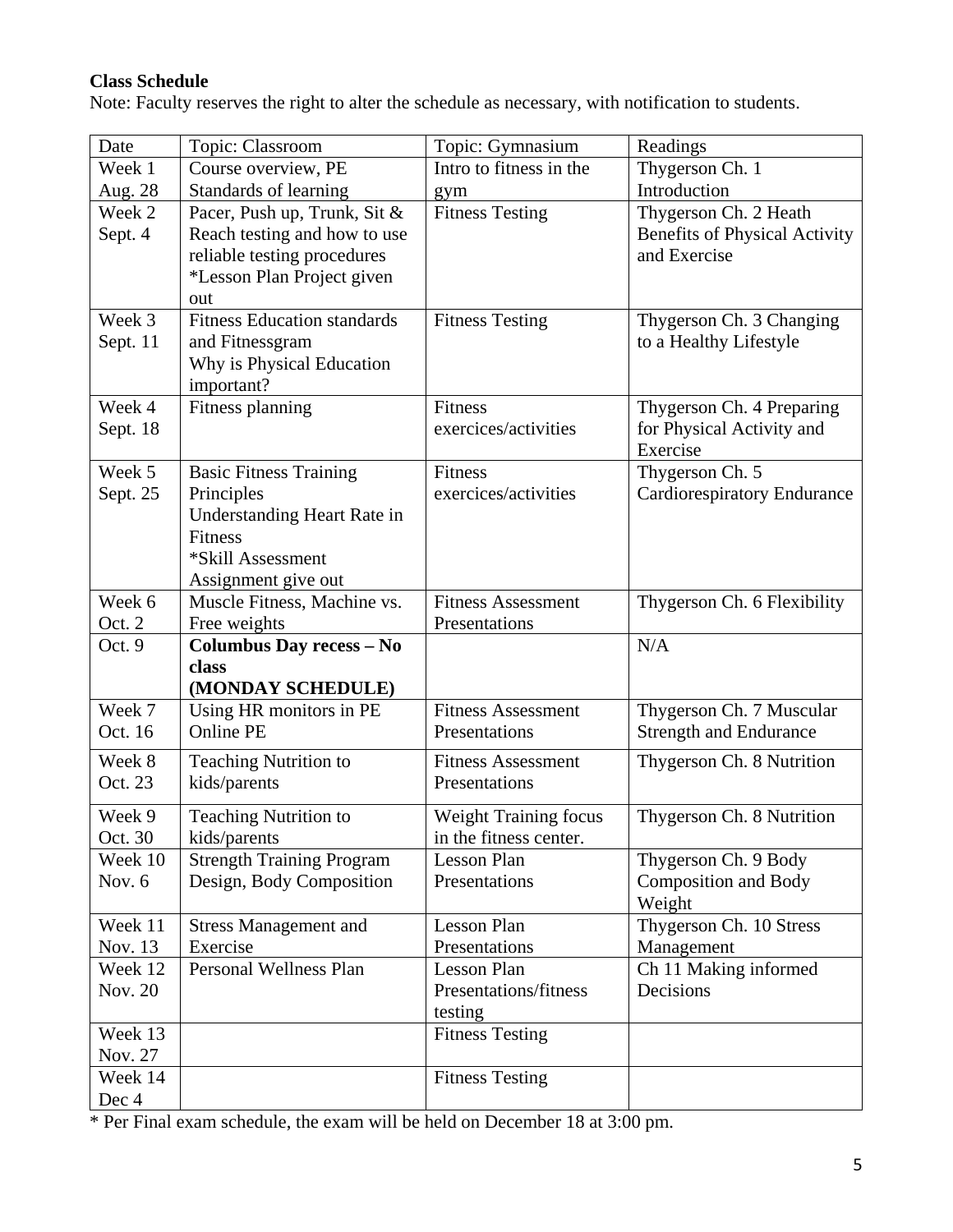**Class Schedule**

Note: Faculty reserves the right to alter the schedule as necessary, with notification to students.

| Date | Topic: Classroom | Topic: Gymnasium | Readings |
|---|---|---|---|
| Week 1 Aug. 28 | Course overview, PE Standards of learning | Intro to fitness in the gym | Thygerson Ch. 1 Introduction |
| Week 2 Sept. 4 | Pacer, Push up, Trunk, Sit & Reach testing and how to use reliable testing procedures *Lesson Plan Project given out | Fitness Testing | Thygerson Ch. 2 Heath Benefits of Physical Activity and Exercise |
| Week 3 Sept. 11 | Fitness Education standards and Fitnessgram Why is Physical Education important? | Fitness Testing | Thygerson Ch. 3 Changing to a Healthy Lifestyle |
| Week 4 Sept. 18 | Fitness planning | Fitness exercices/activities | Thygerson Ch. 4 Preparing for Physical Activity and Exercise |
| Week 5 Sept. 25 | Basic Fitness Training Principles Understanding Heart Rate in Fitness *Skill Assessment Assignment give out | Fitness exercices/activities | Thygerson Ch. 5 Cardiorespiratory Endurance |
| Week 6 Oct. 2 | Muscle Fitness, Machine vs. Free weights | Fitness Assessment Presentations | Thygerson Ch. 6 Flexibility |
| Oct. 9 | **Columbus Day recess – No class (MONDAY SCHEDULE)** | | N/A |
| Week 7 Oct. 16 | Using HR monitors in PE Online PE | Fitness Assessment Presentations | Thygerson Ch. 7 Muscular Strength and Endurance |
| Week 8 Oct. 23 | Teaching Nutrition to kids/parents | Fitness Assessment Presentations | Thygerson Ch. 8 Nutrition |
| Week 9 Oct. 30 | Teaching Nutrition to kids/parents | Weight Training focus in the fitness center. | Thygerson Ch. 8 Nutrition |
| Week 10 Nov. 6 | Strength Training Program Design, Body Composition | Lesson Plan Presentations | Thygerson Ch. 9 Body Composition and Body Weight |
| Week 11 Nov. 13 | Stress Management and Exercise | Lesson Plan Presentations | Thygerson Ch. 10 Stress Management |
| Week 12 Nov. 20 | Personal Wellness Plan | Lesson Plan Presentations/fitness testing | Ch 11 Making informed Decisions |
| Week 13 Nov. 27 | | Fitness Testing | |
| Week 14 Dec 4 | | Fitness Testing | |

* Per Final exam schedule, the exam will be held on December 18 at 3:00 pm.